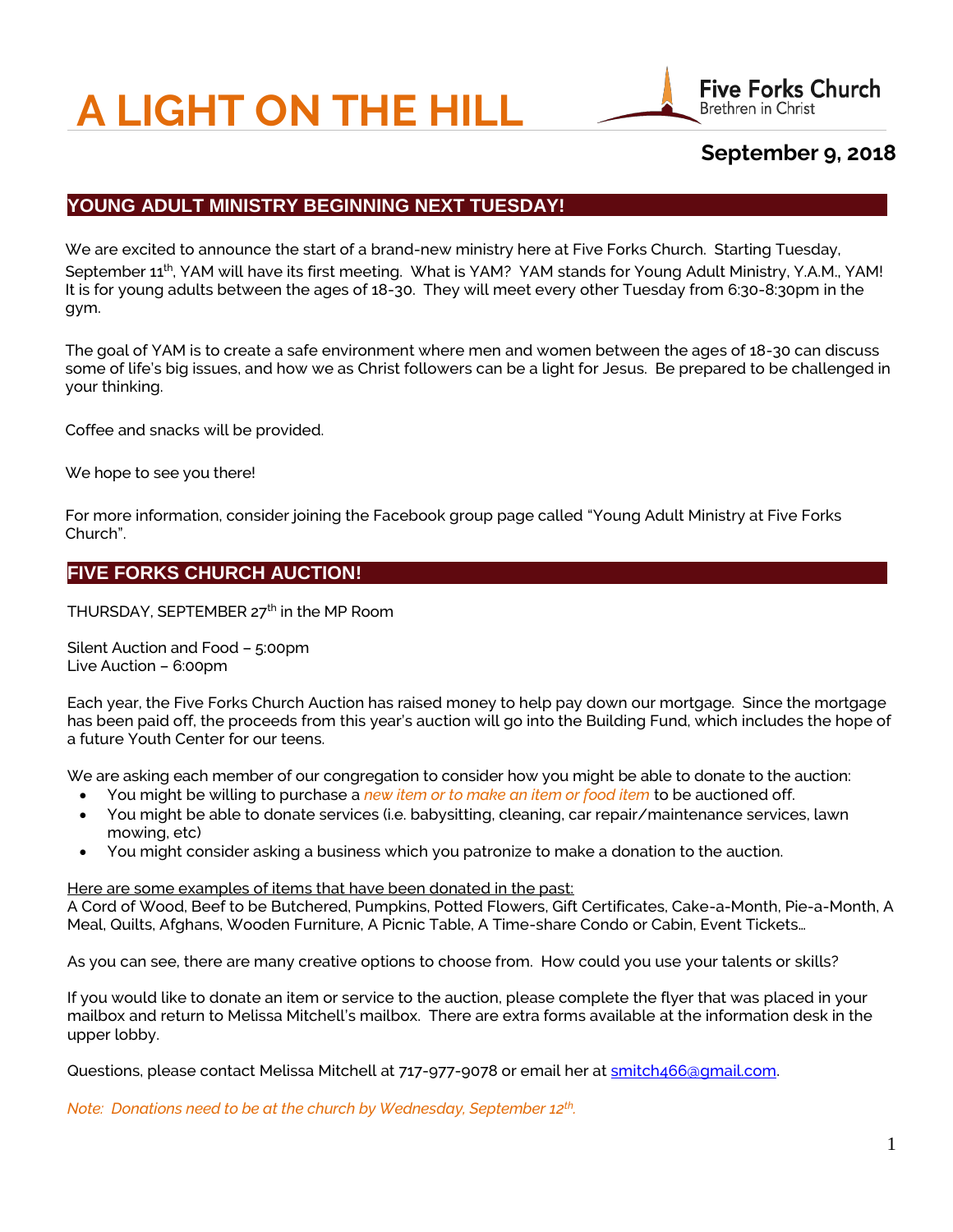# A LIGHT ON THE HILL

Five Forks Church
Brethren in Christ

**September 9, 2018**

## YOUNG ADULT MINISTRY BEGINNING NEXT TUESDAY!

We are excited to announce the start of a brand-new ministry here at Five Forks Church. Starting Tuesday, September 11th, YAM will have its first meeting. What is YAM? YAM stands for Young Adult Ministry, Y.A.M., YAM! It is for young adults between the ages of 18-30. They will meet every other Tuesday from 6:30-8:30pm in the gym.

The goal of YAM is to create a safe environment where men and women between the ages of 18-30 can discuss some of life's big issues, and how we as Christ followers can be a light for Jesus. Be prepared to be challenged in your thinking.

Coffee and snacks will be provided.

We hope to see you there!

For more information, consider joining the Facebook group page called "Young Adult Ministry at Five Forks Church".

## FIVE FORKS CHURCH AUCTION!

THURSDAY, SEPTEMBER 27th in the MP Room

Silent Auction and Food – 5:00pm
Live Auction – 6:00pm

Each year, the Five Forks Church Auction has raised money to help pay down our mortgage. Since the mortgage has been paid off, the proceeds from this year's auction will go into the Building Fund, which includes the hope of a future Youth Center for our teens.

We are asking each member of our congregation to consider how you might be able to donate to the auction:

- You might be willing to purchase a *new item or to make an item or food item* to be auctioned off.
- You might be able to donate services (i.e. babysitting, cleaning, car repair/maintenance services, lawn mowing, etc)
- You might consider asking a business which you patronize to make a donation to the auction.

Here are some examples of items that have been donated in the past:
A Cord of Wood, Beef to be Butchered, Pumpkins, Potted Flowers, Gift Certificates, Cake-a-Month, Pie-a-Month, A Meal, Quilts, Afghans, Wooden Furniture, A Picnic Table, A Time-share Condo or Cabin, Event Tickets…

As you can see, there are many creative options to choose from. How could you use your talents or skills?

If you would like to donate an item or service to the auction, please complete the flyer that was placed in your mailbox and return to Melissa Mitchell's mailbox. There are extra forms available at the information desk in the upper lobby.

Questions, please contact Melissa Mitchell at 717-977-9078 or email her at smitch466@gmail.com.

*Note: Donations need to be at the church by Wednesday, September 12th.*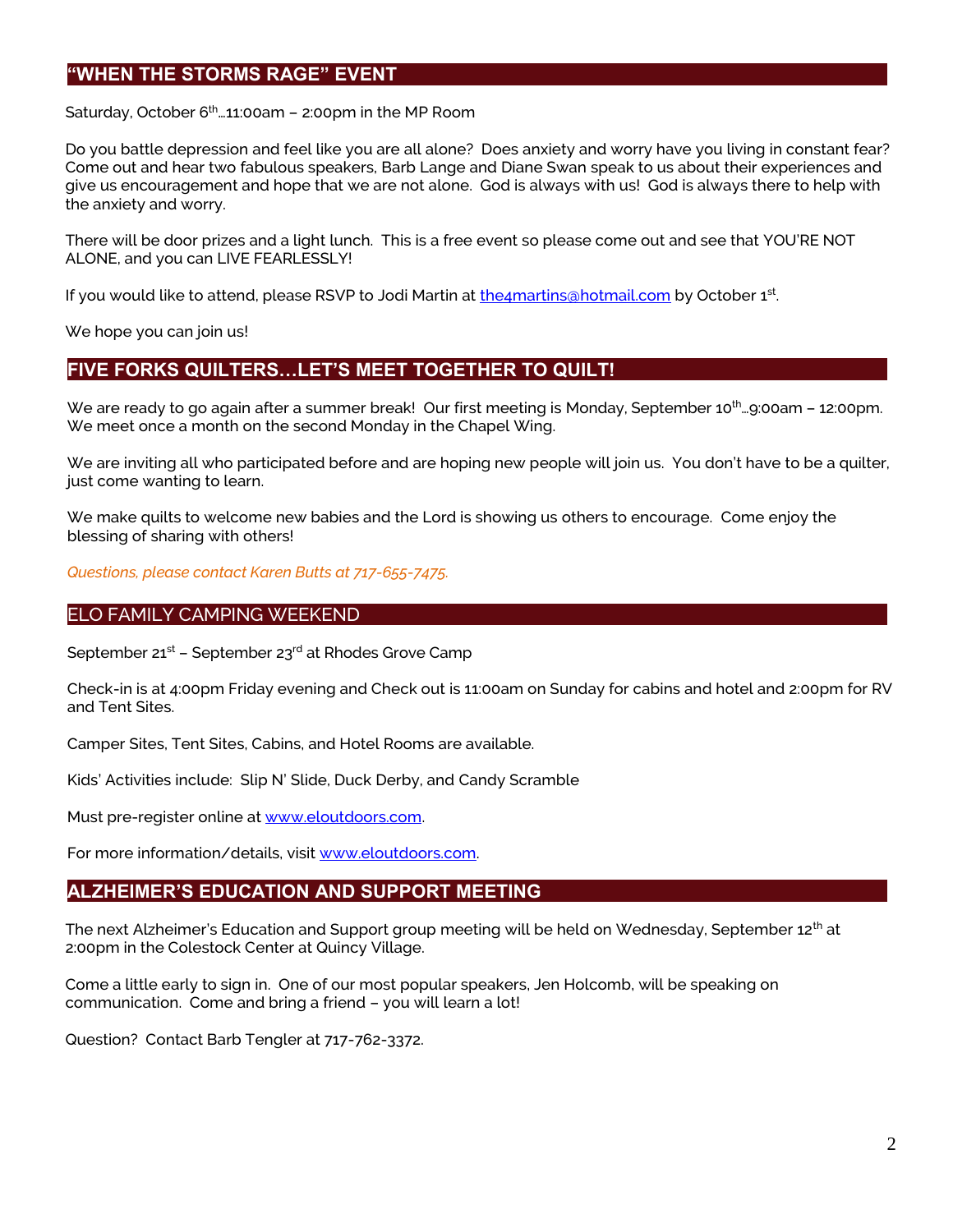## "WHEN THE STORMS RAGE" EVENT

Saturday, October 6th…11:00am – 2:00pm in the MP Room

Do you battle depression and feel like you are all alone? Does anxiety and worry have you living in constant fear? Come out and hear two fabulous speakers, Barb Lange and Diane Swan speak to us about their experiences and give us encouragement and hope that we are not alone. God is always with us! God is always there to help with the anxiety and worry.

There will be door prizes and a light lunch. This is a free event so please come out and see that YOU'RE NOT ALONE, and you can LIVE FEARLESSLY!

If you would like to attend, please RSVP to Jodi Martin at the4martins@hotmail.com by October 1st.

We hope you can join us!

## FIVE FORKS QUILTERS…LET'S MEET TOGETHER TO QUILT!

We are ready to go again after a summer break! Our first meeting is Monday, September 10th…9:00am – 12:00pm. We meet once a month on the second Monday in the Chapel Wing.

We are inviting all who participated before and are hoping new people will join us. You don't have to be a quilter, just come wanting to learn.

We make quilts to welcome new babies and the Lord is showing us others to encourage. Come enjoy the blessing of sharing with others!

*Questions, please contact Karen Butts at 717-655-7475.*

## ELO FAMILY CAMPING WEEKEND

September 21st – September 23rd at Rhodes Grove Camp

Check-in is at 4:00pm Friday evening and Check out is 11:00am on Sunday for cabins and hotel and 2:00pm for RV and Tent Sites.

Camper Sites, Tent Sites, Cabins, and Hotel Rooms are available.

Kids' Activities include: Slip N' Slide, Duck Derby, and Candy Scramble

Must pre-register online at www.eloutdoors.com.

For more information/details, visit www.eloutdoors.com.

## ALZHEIMER'S EDUCATION AND SUPPORT MEETING

The next Alzheimer's Education and Support group meeting will be held on Wednesday, September 12th at 2:00pm in the Colestock Center at Quincy Village.

Come a little early to sign in. One of our most popular speakers, Jen Holcomb, will be speaking on communication. Come and bring a friend – you will learn a lot!

Question? Contact Barb Tengler at 717-762-3372.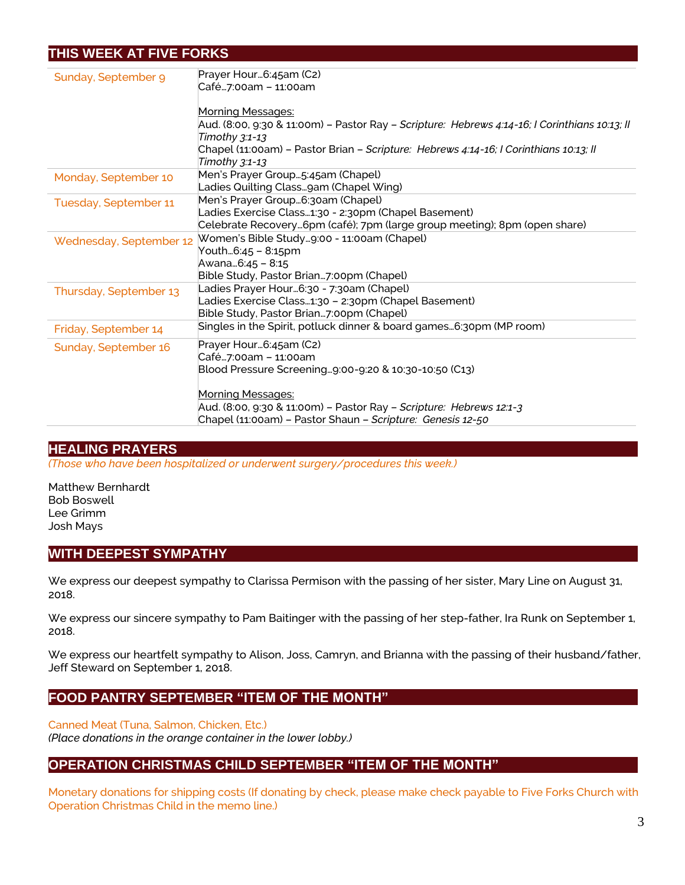## THIS WEEK AT FIVE FORKS

| | |
|---|---|
| Sunday, September 9 | Prayer Hour…6:45am (C2)<br>Café…7:00am – 11:00am<br><br>Morning Messages:<br>Aud. (8:00, 9:30 & 11:00m) – Pastor Ray – *Scripture: Hebrews 4:14-16; I Corinthians 10:13; II Timothy 3:1-13*<br>Chapel (11:00am) – Pastor Brian – *Scripture: Hebrews 4:14-16; I Corinthians 10:13; II Timothy 3:1-13* |
| Monday, September 10 | Men's Prayer Group…5:45am (Chapel)<br>Ladies Quilting Class…9am (Chapel Wing) |
| Tuesday, September 11 | Men's Prayer Group…6:30am (Chapel)<br>Ladies Exercise Class…1:30 - 2:30pm (Chapel Basement)<br>Celebrate Recovery…6pm (café); 7pm (large group meeting); 8pm (open share) |
| Wednesday, September 12 | Women's Bible Study…9:00 - 11:00am (Chapel)<br>Youth…6:45 – 8:15pm<br>Awana…6:45 – 8:15<br>Bible Study, Pastor Brian…7:00pm (Chapel) |
| Thursday, September 13 | Ladies Prayer Hour…6:30 - 7:30am (Chapel)<br>Ladies Exercise Class…1:30 – 2:30pm (Chapel Basement)<br>Bible Study, Pastor Brian…7:00pm (Chapel) |
| Friday, September 14 | Singles in the Spirit, potluck dinner & board games…6:30pm (MP room) |
| Sunday, September 16 | Prayer Hour…6:45am (C2)<br>Café…7:00am – 11:00am<br>Blood Pressure Screening…9:00-9:20 & 10:30-10:50 (C13)<br><br>Morning Messages:<br>Aud. (8:00, 9:30 & 11:00m) – Pastor Ray – *Scripture: Hebrews 12:1-3*<br>Chapel (11:00am) – Pastor Shaun – *Scripture: Genesis 12-50* |

## HEALING PRAYERS

*(Those who have been hospitalized or underwent surgery/procedures this week.)*

Matthew Bernhardt
Bob Boswell
Lee Grimm
Josh Mays

## WITH DEEPEST SYMPATHY

We express our deepest sympathy to Clarissa Permison with the passing of her sister, Mary Line on August 31, 2018.

We express our sincere sympathy to Pam Baitinger with the passing of her step-father, Ira Runk on September 1, 2018.

We express our heartfelt sympathy to Alison, Joss, Camryn, and Brianna with the passing of their husband/father, Jeff Steward on September 1, 2018.

## FOOD PANTRY SEPTEMBER "ITEM OF THE MONTH"

Canned Meat (Tuna, Salmon, Chicken, Etc.)
*(Place donations in the orange container in the lower lobby.)*

## OPERATION CHRISTMAS CHILD SEPTEMBER "ITEM OF THE MONTH"

Monetary donations for shipping costs (If donating by check, please make check payable to Five Forks Church with Operation Christmas Child in the memo line.)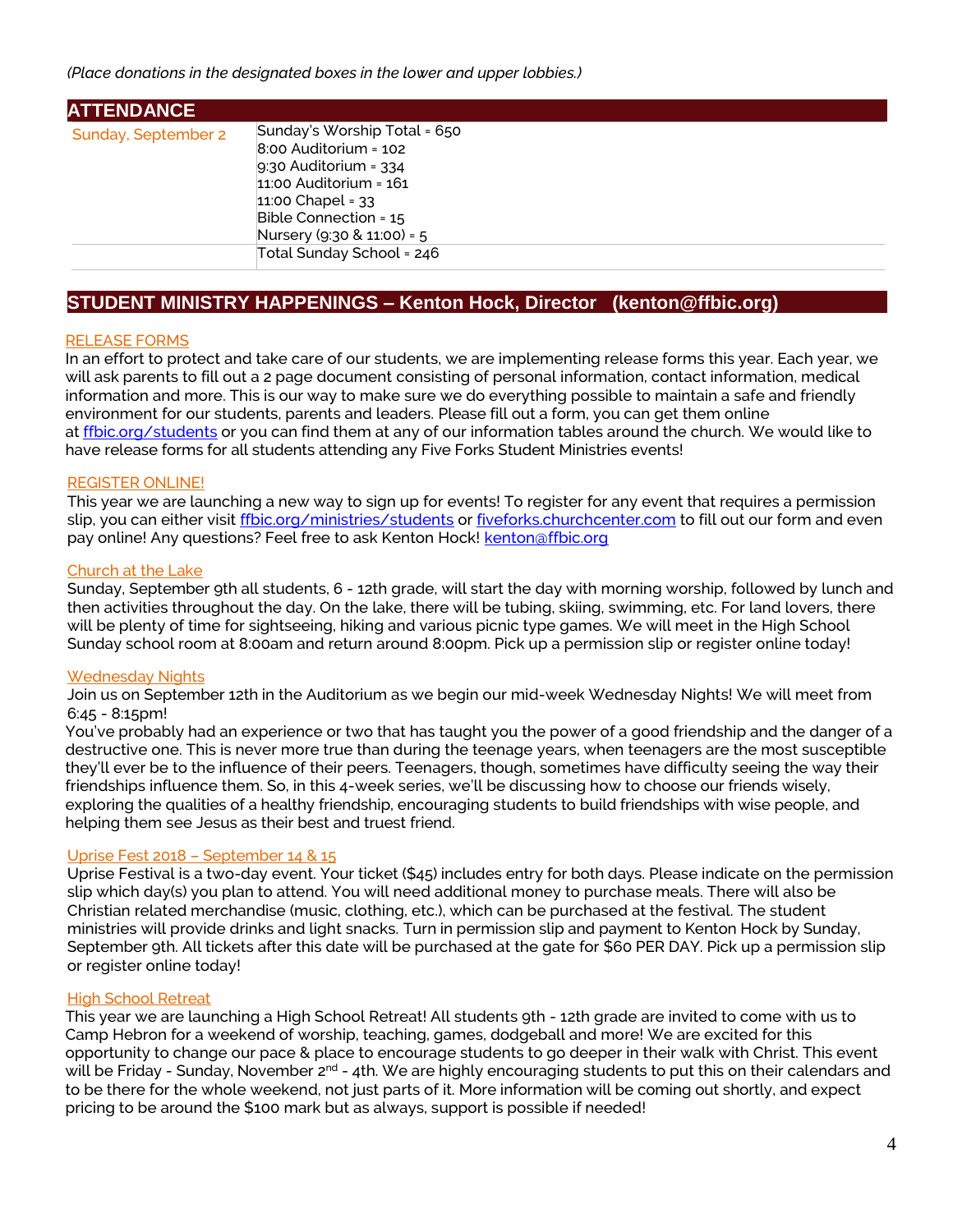*(Place donations in the designated boxes in the lower and upper lobbies.)*

## ATTENDANCE

| | |
|---|---|
| Sunday, September 2 | Sunday's Worship Total = 650<br>8:00 Auditorium = 102<br>9:30 Auditorium = 334<br>11:00 Auditorium = 161<br>11:00 Chapel = 33<br>Bible Connection = 15<br>Nursery (9:30 & 11:00) = 5 |
| | Total Sunday School = 246 |

## STUDENT MINISTRY HAPPENINGS – Kenton Hock, Director (kenton@ffbic.org)

### RELEASE FORMS

In an effort to protect and take care of our students, we are implementing release forms this year. Each year, we will ask parents to fill out a 2 page document consisting of personal information, contact information, medical information and more. This is our way to make sure we do everything possible to maintain a safe and friendly environment for our students, parents and leaders. Please fill out a form, you can get them online at ffbic.org/students or you can find them at any of our information tables around the church. We would like to have release forms for all students attending any Five Forks Student Ministries events!

### REGISTER ONLINE!

This year we are launching a new way to sign up for events! To register for any event that requires a permission slip, you can either visit ffbic.org/ministries/students or fiveforks.churchcenter.com to fill out our form and even pay online! Any questions? Feel free to ask Kenton Hock! kenton@ffbic.org

### Church at the Lake

Sunday, September 9th all students, 6 - 12th grade, will start the day with morning worship, followed by lunch and then activities throughout the day. On the lake, there will be tubing, skiing, swimming, etc. For land lovers, there will be plenty of time for sightseeing, hiking and various picnic type games. We will meet in the High School Sunday school room at 8:00am and return around 8:00pm. Pick up a permission slip or register online today!

### Wednesday Nights

Join us on September 12th in the Auditorium as we begin our mid-week Wednesday Nights! We will meet from 6:45 - 8:15pm!

You've probably had an experience or two that has taught you the power of a good friendship and the danger of a destructive one. This is never more true than during the teenage years, when teenagers are the most susceptible they'll ever be to the influence of their peers. Teenagers, though, sometimes have difficulty seeing the way their friendships influence them. So, in this 4-week series, we'll be discussing how to choose our friends wisely, exploring the qualities of a healthy friendship, encouraging students to build friendships with wise people, and helping them see Jesus as their best and truest friend.

### Uprise Fest 2018 – September 14 & 15

Uprise Festival is a two-day event. Your ticket ($45) includes entry for both days. Please indicate on the permission slip which day(s) you plan to attend. You will need additional money to purchase meals. There will also be Christian related merchandise (music, clothing, etc.), which can be purchased at the festival. The student ministries will provide drinks and light snacks. Turn in permission slip and payment to Kenton Hock by Sunday, September 9th. All tickets after this date will be purchased at the gate for $60 PER DAY. Pick up a permission slip or register online today!

### High School Retreat

This year we are launching a High School Retreat! All students 9th - 12th grade are invited to come with us to Camp Hebron for a weekend of worship, teaching, games, dodgeball and more! We are excited for this opportunity to change our pace & place to encourage students to go deeper in their walk with Christ. This event will be Friday - Sunday, November 2nd - 4th. We are highly encouraging students to put this on their calendars and to be there for the whole weekend, not just parts of it. More information will be coming out shortly, and expect pricing to be around the $100 mark but as always, support is possible if needed!